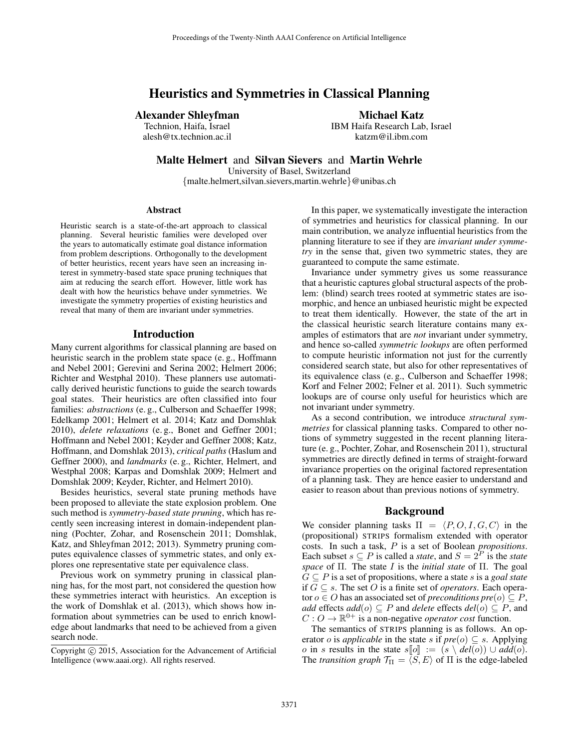# Heuristics and Symmetries in Classical Planning

**Alexander Shleyfman**
Technion, Haifa, Israel
alesh@tx.technion.ac.il

**Michael Katz**
IBM Haifa Research Lab, Israel
katzm@il.ibm.com

**Malte Helmert** and **Silvan Sievers** and **Martin Wehrle**
University of Basel, Switzerland
{malte.helmert,silvan.sievers,martin.wehrle}@unibas.ch

### Abstract

Heuristic search is a state-of-the-art approach to classical planning. Several heuristic families were developed over the years to automatically estimate goal distance information from problem descriptions. Orthogonally to the development of better heuristics, recent years have seen an increasing interest in symmetry-based state space pruning techniques that aim at reducing the search effort. However, little work has dealt with how the heuristics behave under symmetries. We investigate the symmetry properties of existing heuristics and reveal that many of them are invariant under symmetries.

## Introduction

Many current algorithms for classical planning are based on heuristic search in the problem state space (e. g., Hoffmann and Nebel 2001; Gerevini and Serina 2002; Helmert 2006; Richter and Westphal 2010). These planners use automatically derived heuristic functions to guide the search towards goal states. Their heuristics are often classified into four families: *abstractions* (e. g., Culberson and Schaeffer 1998; Edelkamp 2001; Helmert et al. 2014; Katz and Domshlak 2010), *delete relaxations* (e. g., Bonet and Geffner 2001; Hoffmann and Nebel 2001; Keyder and Geffner 2008; Katz, Hoffmann, and Domshlak 2013), *critical paths* (Haslum and Geffner 2000), and *landmarks* (e. g., Richter, Helmert, and Westphal 2008; Karpas and Domshlak 2009; Helmert and Domshlak 2009; Keyder, Richter, and Helmert 2010).

Besides heuristics, several state pruning methods have been proposed to alleviate the state explosion problem. One such method is *symmetry-based state pruning*, which has recently seen increasing interest in domain-independent planning (Pochter, Zohar, and Rosenschein 2011; Domshlak, Katz, and Shleyfman 2012; 2013). Symmetry pruning computes equivalence classes of symmetric states, and only explores one representative state per equivalence class.

Previous work on symmetry pruning in classical planning has, for the most part, not considered the question how these symmetries interact with heuristics. An exception is the work of Domshlak et al. (2013), which shows how information about symmetries can be used to enrich knowledge about landmarks that need to be achieved from a given search node.

Copyright © 2015, Association for the Advancement of Artificial Intelligence (www.aaai.org). All rights reserved.

In this paper, we systematically investigate the interaction of symmetries and heuristics for classical planning. In our main contribution, we analyze influential heuristics from the planning literature to see if they are *invariant under symmetry* in the sense that, given two symmetric states, they are guaranteed to compute the same estimate.

Invariance under symmetry gives us some reassurance that a heuristic captures global structural aspects of the problem: (blind) search trees rooted at symmetric states are isomorphic, and hence an unbiased heuristic might be expected to treat them identically. However, the state of the art in the classical heuristic search literature contains many examples of estimators that are *not* invariant under symmetry, and hence so-called *symmetric lookups* are often performed to compute heuristic information not just for the currently considered search state, but also for other representatives of its equivalence class (e. g., Culberson and Schaeffer 1998; Korf and Felner 2002; Felner et al. 2011). Such symmetric lookups are of course only useful for heuristics which are not invariant under symmetry.

As a second contribution, we introduce *structural symmetries* for classical planning tasks. Compared to other notions of symmetry suggested in the recent planning literature (e. g., Pochter, Zohar, and Rosenschein 2011), structural symmetries are directly defined in terms of straight-forward invariance properties on the original factored representation of a planning task. They are hence easier to understand and easier to reason about than previous notions of symmetry.

## Background

We consider planning tasks $\Pi = \langle P, O, I, G, C \rangle$ in the (propositional) STRIPS formalism extended with operator costs. In such a task, $P$ is a set of Boolean *propositions*. Each subset $s \subseteq P$ is called a *state*, and $S = 2^P$ is the *state space* of $\Pi$. The state $I$ is the *initial state* of $\Pi$. The goal $G \subseteq P$ is a set of propositions, where a state $s$ is a *goal state* if $G \subseteq s$. The set $O$ is a finite set of *operators*. Each operator $o \in O$ has an associated set of *preconditions* $pre(o) \subseteq P$, *add* effects $add(o) \subseteq P$ and *delete* effects $del(o) \subseteq P$, and $C : O \to \mathbb{R}^{0+}$ is a non-negative *operator cost* function.

The semantics of STRIPS planning is as follows. An operator $o$ is *applicable* in the state $s$ if $pre(o) \subseteq s$. Applying $o$ in $s$ results in the state $s[\![o]\!] := (s \setminus del(o)) \cup add(o)$. The *transition graph* $\mathcal{T}_\Pi = \langle S, E \rangle$ of $\Pi$ is the edge-labeled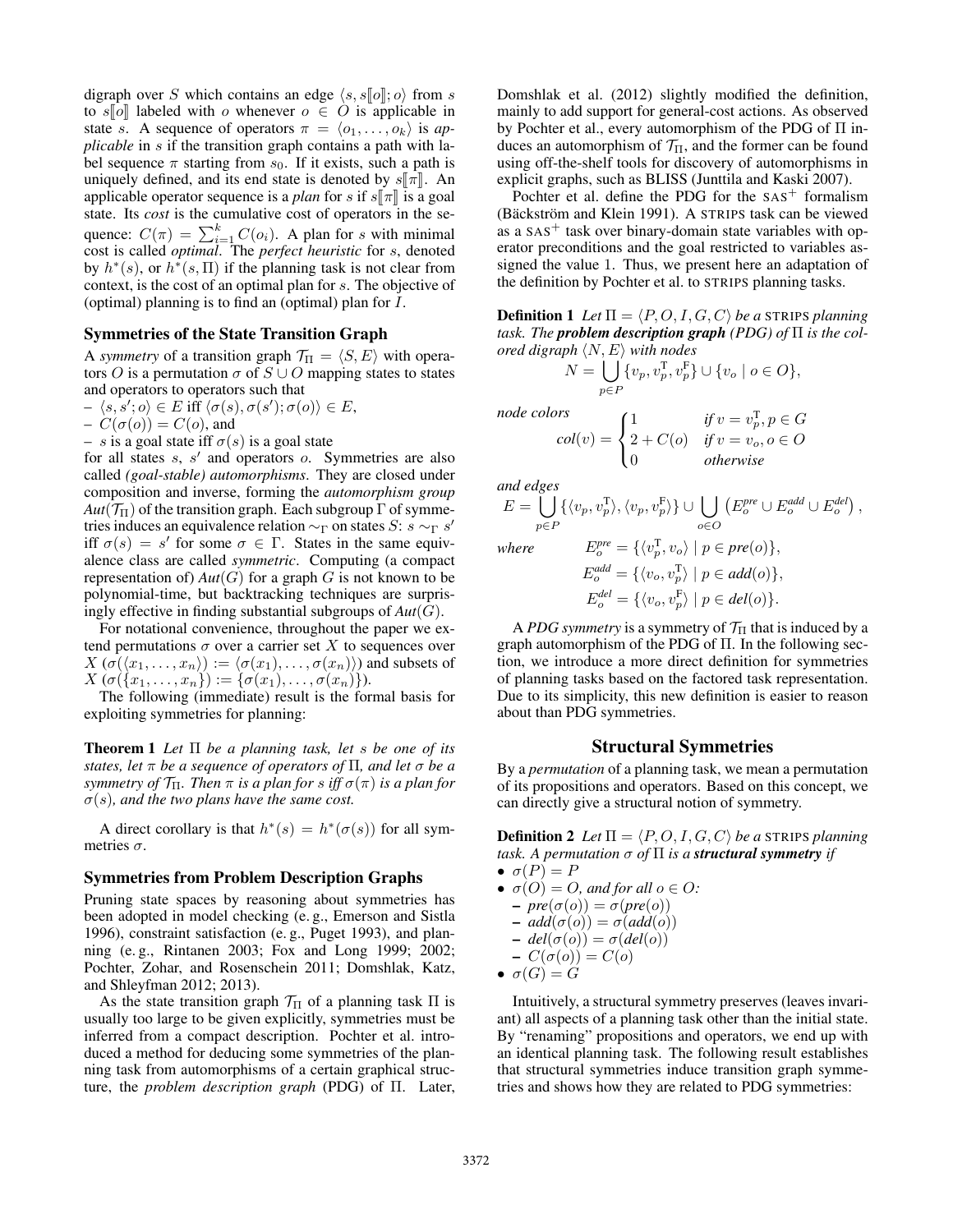digraph over $S$ which contains an edge $\langle s, s[\![o]\!]; o\rangle$ from $s$ to $s[\![o]\!]$ labeled with $o$ whenever $o \in O$ is applicable in state $s$. A sequence of operators $\pi = \langle o_1, \ldots, o_k\rangle$ is *applicable* in $s$ if the transition graph contains a path with label sequence $\pi$ starting from $s_0$. If it exists, such a path is uniquely defined, and its end state is denoted by $s[\![\pi]\!]$. An applicable operator sequence is a *plan* for $s$ if $s[\![\pi]\!]$ is a goal state. Its *cost* is the cumulative cost of operators in the sequence: $C(\pi) = \sum_{i=1}^{k} C(o_i)$. A plan for $s$ with minimal cost is called *optimal*. The *perfect heuristic* for $s$, denoted by $h^*(s)$, or $h^*(s, \Pi)$ if the planning task is not clear from context, is the cost of an optimal plan for $s$. The objective of (optimal) planning is to find an (optimal) plan for $I$.

### Symmetries of the State Transition Graph

A *symmetry* of a transition graph $\mathcal{T}_\Pi = \langle S, E\rangle$ with operators $O$ is a permutation $\sigma$ of $S \cup O$ mapping states to states and operators to operators such that

- $\langle s, s'; o\rangle \in E$ iff $\langle \sigma(s), \sigma(s'); \sigma(o)\rangle \in E$,
- $C(\sigma(o)) = C(o)$, and
- $s$ is a goal state iff $\sigma(s)$ is a goal state

for all states $s$, $s'$ and operators $o$. Symmetries are also called *(goal-stable) automorphisms*. They are closed under composition and inverse, forming the *automorphism group* $Aut(\mathcal{T}_\Pi)$ of the transition graph. Each subgroup $\Gamma$ of symmetries induces an equivalence relation $\sim_\Gamma$ on states $S$: $s \sim_\Gamma s'$ iff $\sigma(s) = s'$ for some $\sigma \in \Gamma$. States in the same equivalence class are called *symmetric*. Computing (a compact representation of) $Aut(G)$ for a graph $G$ is not known to be polynomial-time, but backtracking techniques are surprisingly effective in finding substantial subgroups of $Aut(G)$.

For notational convenience, throughout the paper we extend permutations $\sigma$ over a carrier set $X$ to sequences over $X$ ($\sigma(\langle x_1, \ldots, x_n\rangle) := \langle \sigma(x_1), \ldots, \sigma(x_n)\rangle$) and subsets of $X$ ($\sigma(\{x_1, \ldots, x_n\}) := \{\sigma(x_1), \ldots, \sigma(x_n)\}$).

The following (immediate) result is the formal basis for exploiting symmetries for planning:

**Theorem 1** *Let $\Pi$ be a planning task, let $s$ be one of its states, let $\pi$ be a sequence of operators of $\Pi$, and let $\sigma$ be a symmetry of $\mathcal{T}_\Pi$. Then $\pi$ is a plan for $s$ iff $\sigma(\pi)$ is a plan for $\sigma(s)$, and the two plans have the same cost.*

A direct corollary is that $h^*(s) = h^*(\sigma(s))$ for all symmetries $\sigma$.

### Symmetries from Problem Description Graphs

Pruning state spaces by reasoning about symmetries has been adopted in model checking (e. g., Emerson and Sistla 1996), constraint satisfaction (e. g., Puget 1993), and planning (e. g., Rintanen 2003; Fox and Long 1999; 2002; Pochter, Zohar, and Rosenschein 2011; Domshlak, Katz, and Shleyfman 2012; 2013).

As the state transition graph $\mathcal{T}_\Pi$ of a planning task $\Pi$ is usually too large to be given explicitly, symmetries must be inferred from a compact description. Pochter et al. introduced a method for deducing some symmetries of the planning task from automorphisms of a certain graphical structure, the *problem description graph* (PDG) of $\Pi$. Later, Domshlak et al. (2012) slightly modified the definition, mainly to add support for general-cost actions. As observed by Pochter et al., every automorphism of the PDG of $\Pi$ induces an automorphism of $\mathcal{T}_\Pi$, and the former can be found using off-the-shelf tools for discovery of automorphisms in explicit graphs, such as BLISS (Junttila and Kaski 2007).

Pochter et al. define the PDG for the SAS$^+$ formalism (Bäckström and Klein 1991). A STRIPS task can be viewed as a SAS$^+$ task over binary-domain state variables with operator preconditions and the goal restricted to variables assigned the value 1. Thus, we present here an adaptation of the definition by Pochter et al. to STRIPS planning tasks.

**Definition 1** *Let $\Pi = \langle P, O, I, G, C\rangle$ be a* STRIPS *planning task. The **problem description graph (PDG)** of $\Pi$ is the colored digraph $\langle N, E\rangle$ with nodes*

$$N = \bigcup_{p \in P} \{v_p, v_p^{\mathrm{T}}, v_p^{\mathrm{F}}\} \cup \{v_o \mid o \in O\},$$

*node colors*

$$col(v) = \begin{cases} 1 & \text{if } v = v_p^{\mathrm{T}}, p \in G \\ 2 + C(o) & \text{if } v = v_o, o \in O \\ 0 & \text{otherwise} \end{cases}$$

*and edges*

$$E = \bigcup_{p \in P} \{\langle v_p, v_p^{\mathrm{T}}\rangle, \langle v_p, v_p^{\mathrm{F}}\rangle\} \cup \bigcup_{o \in O} \left(E_o^{pre} \cup E_o^{add} \cup E_o^{del}\right),$$

*where*

$$E_o^{pre} = \{\langle v_p^{\mathrm{T}}, v_o\rangle \mid p \in pre(o)\},$$
$$E_o^{add} = \{\langle v_o, v_p^{\mathrm{T}}\rangle \mid p \in add(o)\},$$
$$E_o^{del} = \{\langle v_o, v_p^{\mathrm{F}}\rangle \mid p \in del(o)\}.$$

A *PDG symmetry* is a symmetry of $\mathcal{T}_\Pi$ that is induced by a graph automorphism of the PDG of $\Pi$. In the following section, we introduce a more direct definition for symmetries of planning tasks based on the factored task representation. Due to its simplicity, this new definition is easier to reason about than PDG symmetries.

## Structural Symmetries

By a *permutation* of a planning task, we mean a permutation of its propositions and operators. Based on this concept, we can directly give a structural notion of symmetry.

**Definition 2** *Let $\Pi = \langle P, O, I, G, C\rangle$ be a* STRIPS *planning task. A permutation $\sigma$ of $\Pi$ is a **structural symmetry** if*

- $\sigma(P) = P$
- $\sigma(O) = O$*, and for all $o \in O$:*
  - $pre(\sigma(o)) = \sigma(pre(o))$
  - $add(\sigma(o)) = \sigma(add(o))$
  - $del(\sigma(o)) = \sigma(del(o))$
  - $C(\sigma(o)) = C(o)$
- $\sigma(G) = G$

Intuitively, a structural symmetry preserves (leaves invariant) all aspects of a planning task other than the initial state. By "renaming" propositions and operators, we end up with an identical planning task. The following result establishes that structural symmetries induce transition graph symmetries and shows how they are related to PDG symmetries: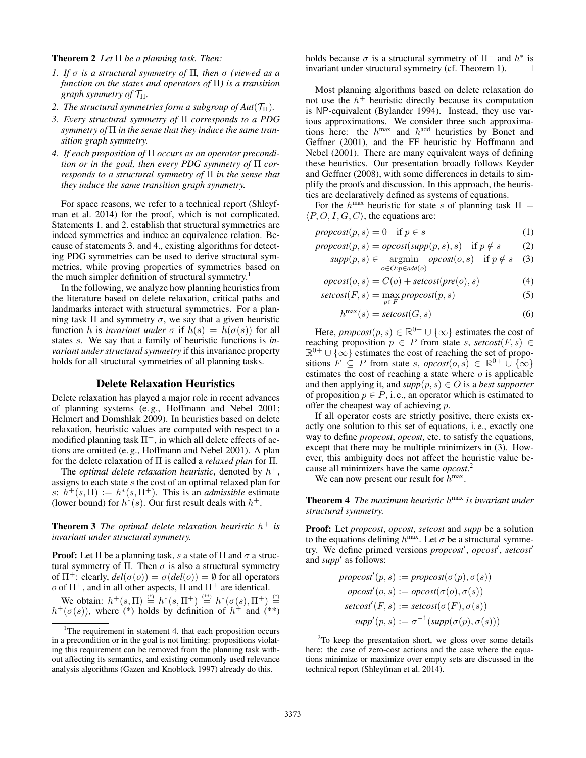**Theorem 2** *Let $\Pi$ be a planning task. Then:*

1. *If $\sigma$ is a structural symmetry of $\Pi$, then $\sigma$ (viewed as a function on the states and operators of $\Pi$) is a transition graph symmetry of $\mathcal{T}_\Pi$.*
2. *The structural symmetries form a subgroup of $Aut(\mathcal{T}_\Pi)$.*
3. *Every structural symmetry of $\Pi$ corresponds to a PDG symmetry of $\Pi$ in the sense that they induce the same transition graph symmetry.*
4. *If each proposition of $\Pi$ occurs as an operator precondition or in the goal, then every PDG symmetry of $\Pi$ corresponds to a structural symmetry of $\Pi$ in the sense that they induce the same transition graph symmetry.*

For space reasons, we refer to a technical report (Shleyfman et al. 2014) for the proof, which is not complicated. Statements 1. and 2. establish that structural symmetries are indeed symmetries and induce an equivalence relation. Because of statements 3. and 4., existing algorithms for detecting PDG symmetries can be used to derive structural symmetries, while proving properties of symmetries based on the much simpler definition of structural symmetry.[1]

In the following, we analyze how planning heuristics from the literature based on delete relaxation, critical paths and landmarks interact with structural symmetries. For a planning task $\Pi$ and symmetry $\sigma$, we say that a given heuristic function $h$ is *invariant under* $\sigma$ if $h(s) = h(\sigma(s))$ for all states $s$. We say that a family of heuristic functions is *invariant under structural symmetry* if this invariance property holds for all structural symmetries of all planning tasks.

## Delete Relaxation Heuristics

Delete relaxation has played a major role in recent advances of planning systems (e. g., Hoffmann and Nebel 2001; Helmert and Domshlak 2009). In heuristics based on delete relaxation, heuristic values are computed with respect to a modified planning task $\Pi^+$, in which all delete effects of actions are omitted (e. g., Hoffmann and Nebel 2001). A plan for the delete relaxation of $\Pi$ is called a *relaxed plan* for $\Pi$.

The *optimal delete relaxation heuristic*, denoted by $h^+$, assigns to each state $s$ the cost of an optimal relaxed plan for $s$: $h^+(s, \Pi) := h^*(s, \Pi^+)$. This is an *admissible* estimate (lower bound) for $h^*(s)$. Our first result deals with $h^+$.

**Theorem 3** *The optimal delete relaxation heuristic $h^+$ is invariant under structural symmetry.*

**Proof:** Let $\Pi$ be a planning task, $s$ a state of $\Pi$ and $\sigma$ a structural symmetry of $\Pi$. Then $\sigma$ is also a structural symmetry of $\Pi^+$: clearly, $del(\sigma(o)) = \sigma(del(o)) = \emptyset$ for all operators $o$ of $\Pi^+$, and in all other aspects, $\Pi$ and $\Pi^+$ are identical.

We obtain: $h^+(s, \Pi) \overset{(*)}{=} h^*(s, \Pi^+) \overset{(**)}{=} h^*(\sigma(s), \Pi^+) \overset{(*)}{=} h^+(\sigma(s))$, where (*) holds by definition of $h^+$ and (**) holds because $\sigma$ is a structural symmetry of $\Pi^+$ and $h^*$ is invariant under structural symmetry (cf. Theorem 1). $\square$

Most planning algorithms based on delete relaxation do not use the $h^+$ heuristic directly because its computation is NP-equivalent (Bylander 1994). Instead, they use various approximations. We consider three such approximations here: the $h^{\max}$ and $h^{\text{add}}$ heuristics by Bonet and Geffner (2001), and the FF heuristic by Hoffmann and Nebel (2001). There are many equivalent ways of defining these heuristics. Our presentation broadly follows Keyder and Geffner (2008), with some differences in details to simplify the proofs and discussion. In this approach, the heuristics are declaratively defined as systems of equations.

For the $h^{\max}$ heuristic for state $s$ of planning task $\Pi = \langle P, O, I, G, C \rangle$, the equations are:

$$propcost(p, s) = 0 \quad \text{if } p \in s \tag{1}$$

$$propcost(p, s) = opcost(supp(p, s), s) \quad \text{if } p \notin s \tag{2}$$

$$supp(p, s) \in \underset{o \in O: p \in add(o)}{\operatorname{argmin}} \; opcost(o, s) \quad \text{if } p \notin s \tag{3}$$

$$opcost(o, s) = C(o) + setcost(pre(o), s) \tag{4}$$

$$setcost(F, s) = \max_{p \in F} propcost(p, s) \tag{5}$$

$$h^{\max}(s) = setcost(G, s) \tag{6}$$

Here, $propcost(p, s) \in \mathbb{R}^{0+} \cup \{\infty\}$ estimates the cost of reaching proposition $p \in P$ from state $s$, $setcost(F, s) \in \mathbb{R}^{0+} \cup \{\infty\}$ estimates the cost of reaching the set of propositions $F \subseteq P$ from state $s$, $opcost(o, s) \in \mathbb{R}^{0+} \cup \{\infty\}$ estimates the cost of reaching a state where $o$ is applicable and then applying it, and $supp(p, s) \in O$ is a *best supporter* of proposition $p \in P$, i. e., an operator which is estimated to offer the cheapest way of achieving $p$.

If all operator costs are strictly positive, there exists exactly one solution to this set of equations, i. e., exactly one way to define *propcost*, *opcost*, etc. to satisfy the equations, except that there may be multiple minimizers in (3). However, this ambiguity does not affect the heuristic value because all minimizers have the same *opcost*.[2]

We can now present our result for $h^{\max}$.

**Theorem 4** *The maximum heuristic $h^{\max}$ is invariant under structural symmetry.*

**Proof:** Let *propcost*, *opcost*, *setcost* and *supp* be a solution to the equations defining $h^{\max}$. Let $\sigma$ be a structural symmetry. We define primed versions *propcost*$'$, *opcost*$'$, *setcost*$'$ and *supp*$'$ as follows:

$$propcost'(p, s) := propcost(\sigma(p), \sigma(s))$$

$$opcost'(o, s) := opcost(\sigma(o), \sigma(s))$$

$$setcost'(F, s) := setcost(\sigma(F), \sigma(s))$$

$$supp'(p, s) := \sigma^{-1}(supp(\sigma(p), \sigma(s)))$$

[1] The requirement in statement 4. that each proposition occurs in a precondition or in the goal is not limiting: propositions violating this requirement can be removed from the planning task without affecting its semantics, and existing commonly used relevance analysis algorithms (Gazen and Knoblock 1997) already do this.

[2] To keep the presentation short, we gloss over some details here: the case of zero-cost actions and the case where the equations minimize or maximize over empty sets are discussed in the technical report (Shleyfman et al. 2014).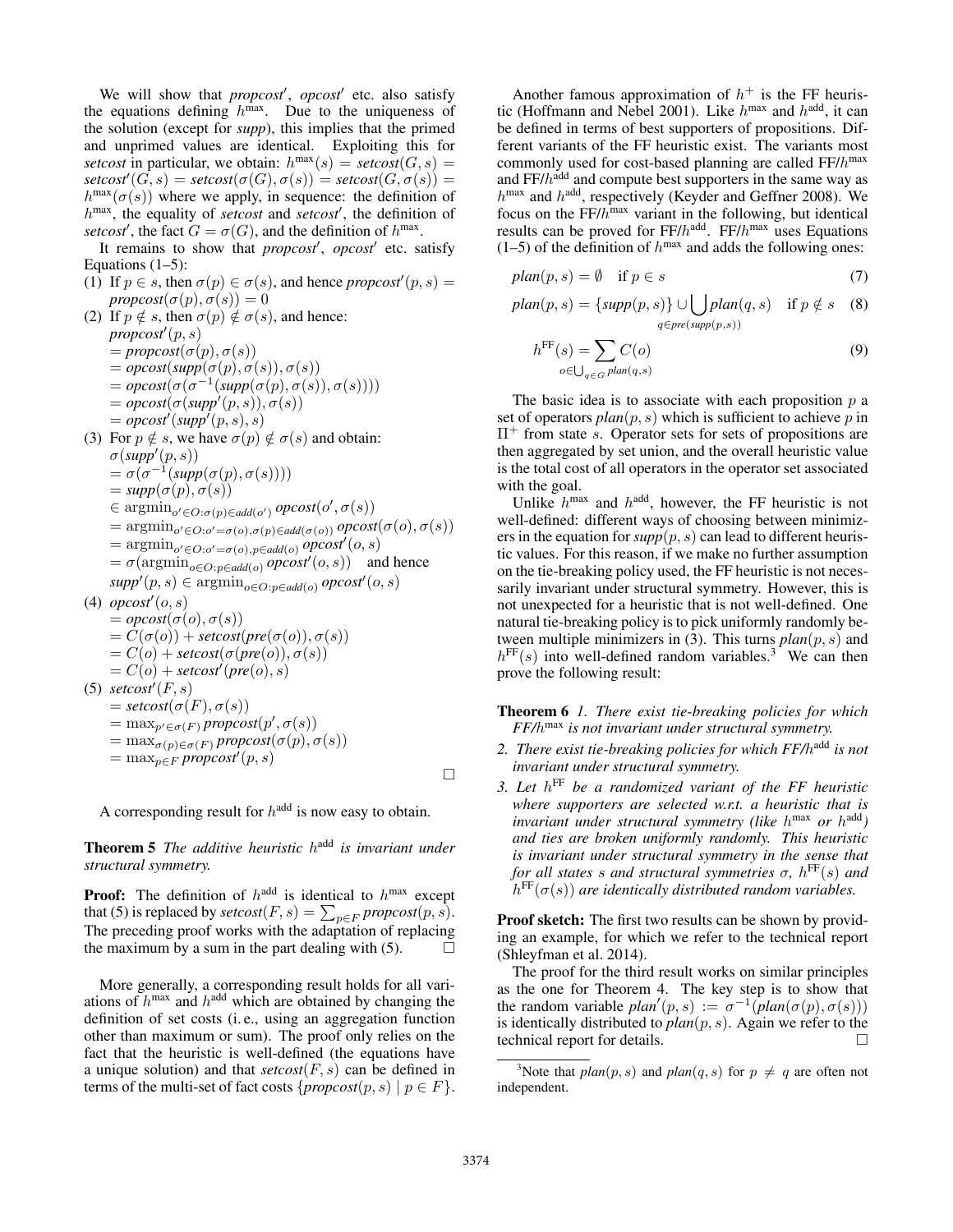We will show that *propcost′*, *opcost′* etc. also satisfy the equations defining $h^{\max}$. Due to the uniqueness of the solution (except for *supp*), this implies that the primed and unprimed values are identical. Exploiting this for *setcost* in particular, we obtain: $h^{\max}(s) = \mathit{setcost}(G, s) = \mathit{setcost}'(G, s) = \mathit{setcost}(\sigma(G), \sigma(s)) = \mathit{setcost}(G, \sigma(s)) = h^{\max}(\sigma(s))$ where we apply, in sequence: the definition of $h^{\max}$, the equality of *setcost* and *setcost′*, the definition of *setcost′*, the fact $G = \sigma(G)$, and the definition of $h^{\max}$.

It remains to show that *propcost′*, *opcost′* etc. satisfy Equations (1–5):

(1) If $p \in s$, then $\sigma(p) \in \sigma(s)$, and hence $\mathit{propcost}'(p, s) = \mathit{propcost}(\sigma(p), \sigma(s)) = 0$

(2) If $p \notin s$, then $\sigma(p) \notin \sigma(s)$, and hence:
$\mathit{propcost}'(p, s)$
$= \mathit{propcost}(\sigma(p), \sigma(s))$
$= \mathit{opcost}(\mathit{supp}(\sigma(p), \sigma(s)), \sigma(s))$
$= \mathit{opcost}(\sigma(\sigma^{-1}(\mathit{supp}(\sigma(p), \sigma(s)), \sigma(s))))$
$= \mathit{opcost}(\sigma(\mathit{supp}'(p, s)), \sigma(s))$
$= \mathit{opcost}'(\mathit{supp}'(p, s), s)$

(3) For $p \notin s$, we have $\sigma(p) \notin \sigma(s)$ and obtain:
$\sigma(\mathit{supp}'(p, s))$
$= \sigma(\sigma^{-1}(\mathit{supp}(\sigma(p), \sigma(s))))$
$= \mathit{supp}(\sigma(p), \sigma(s))$
$\in \operatorname{argmin}_{o' \in O : \sigma(p) \in \mathit{add}(o')} \mathit{opcost}(o', \sigma(s))$
$= \operatorname{argmin}_{o' \in O : o' = \sigma(o), \sigma(p) \in \mathit{add}(\sigma(o))} \mathit{opcost}(\sigma(o), \sigma(s))$
$= \operatorname{argmin}_{o' \in O : o' = \sigma(o), p \in \mathit{add}(o)} \mathit{opcost}'(o, s)$
$= \sigma(\operatorname{argmin}_{o \in O : p \in \mathit{add}(o)} \mathit{opcost}'(o, s))$ and hence
$\mathit{supp}'(p, s) \in \operatorname{argmin}_{o \in O : p \in \mathit{add}(o)} \mathit{opcost}'(o, s)$

(4) $\mathit{opcost}'(o, s)$
$= \mathit{opcost}(\sigma(o), \sigma(s))$
$= C(\sigma(o)) + \mathit{setcost}(\mathit{pre}(\sigma(o)), \sigma(s))$
$= C(o) + \mathit{setcost}(\sigma(\mathit{pre}(o)), \sigma(s))$
$= C(o) + \mathit{setcost}'(\mathit{pre}(o), s)$

(5) $\mathit{setcost}'(F, s)$
$= \mathit{setcost}(\sigma(F), \sigma(s))$
$= \max_{p' \in \sigma(F)} \mathit{propcost}(p', \sigma(s))$
$= \max_{\sigma(p) \in \sigma(F)} \mathit{propcost}(\sigma(p), \sigma(s))$
$= \max_{p \in F} \mathit{propcost}'(p, s)$

□

A corresponding result for $h^{\text{add}}$ is now easy to obtain.

**Theorem 5** *The additive heuristic $h^{\text{add}}$ is invariant under structural symmetry.*

**Proof:** The definition of $h^{\text{add}}$ is identical to $h^{\max}$ except that (5) is replaced by $\mathit{setcost}(F, s) = \sum_{p \in F} \mathit{propcost}(p, s)$. The preceding proof works with the adaptation of replacing the maximum by a sum in the part dealing with (5). □

More generally, a corresponding result holds for all variations of $h^{\max}$ and $h^{\text{add}}$ which are obtained by changing the definition of set costs (i. e., using an aggregation function other than maximum or sum). The proof only relies on the fact that the heuristic is well-defined (the equations have a unique solution) and that $\mathit{setcost}(F, s)$ can be defined in terms of the multi-set of fact costs $\{\mathit{propcost}(p, s) \mid p \in F\}$.

Another famous approximation of $h^+$ is the FF heuristic (Hoffmann and Nebel 2001). Like $h^{\max}$ and $h^{\text{add}}$, it can be defined in terms of best supporters of propositions. Different variants of the FF heuristic exist. The variants most commonly used for cost-based planning are called FF/$h^{\max}$ and FF/$h^{\text{add}}$ and compute best supporters in the same way as $h^{\max}$ and $h^{\text{add}}$, respectively (Keyder and Geffner 2008). We focus on the FF/$h^{\max}$ variant in the following, but identical results can be proved for FF/$h^{\text{add}}$. FF/$h^{\max}$ uses Equations (1–5) of the definition of $h^{\max}$ and adds the following ones:

$$\mathit{plan}(p, s) = \emptyset \quad \text{if } p \in s \tag{7}$$

$$\mathit{plan}(p, s) = \{\mathit{supp}(p, s)\} \cup \bigcup_{q \in \mathit{pre}(\mathit{supp}(p,s))} \mathit{plan}(q, s) \quad \text{if } p \notin s \tag{8}$$

$$h^{\text{FF}}(s) = \sum_{o \in \bigcup_{q \in G} \mathit{plan}(q,s)} C(o) \tag{9}$$

The basic idea is to associate with each proposition $p$ a set of operators $\mathit{plan}(p, s)$ which is sufficient to achieve $p$ in $\Pi^+$ from state $s$. Operator sets for sets of propositions are then aggregated by set union, and the overall heuristic value is the total cost of all operators in the operator set associated with the goal.

Unlike $h^{\max}$ and $h^{\text{add}}$, however, the FF heuristic is not well-defined: different ways of choosing between minimizers in the equation for $\mathit{supp}(p, s)$ can lead to different heuristic values. For this reason, if we make no further assumption on the tie-breaking policy used, the FF heuristic is not necessarily invariant under structural symmetry. However, this is not unexpected for a heuristic that is not well-defined. One natural tie-breaking policy is to pick uniformly randomly between multiple minimizers in (3). This turns $\mathit{plan}(p, s)$ and $h^{\text{FF}}(s)$ into well-defined random variables.[3] We can then prove the following result:

**Theorem 6** *1. There exist tie-breaking policies for which FF/$h^{\max}$ is not invariant under structural symmetry.*

*2. There exist tie-breaking policies for which FF/$h^{\text{add}}$ is not invariant under structural symmetry.*

*3. Let $h^{\text{FF}}$ be a randomized variant of the FF heuristic where supporters are selected w.r.t. a heuristic that is invariant under structural symmetry (like $h^{\max}$ or $h^{\text{add}}$) and ties are broken uniformly randomly. This heuristic is invariant under structural symmetry in the sense that for all states $s$ and structural symmetries $\sigma$, $h^{\text{FF}}(s)$ and $h^{\text{FF}}(\sigma(s))$ are identically distributed random variables.*

**Proof sketch:** The first two results can be shown by providing an example, for which we refer to the technical report (Shleyfman et al. 2014).

The proof for the third result works on similar principles as the one for Theorem 4. The key step is to show that the random variable $\mathit{plan}'(p, s) := \sigma^{-1}(\mathit{plan}(\sigma(p), \sigma(s)))$ is identically distributed to $\mathit{plan}(p, s)$. Again we refer to the technical report for details. □

[3] Note that $\mathit{plan}(p, s)$ and $\mathit{plan}(q, s)$ for $p \neq q$ are often not independent.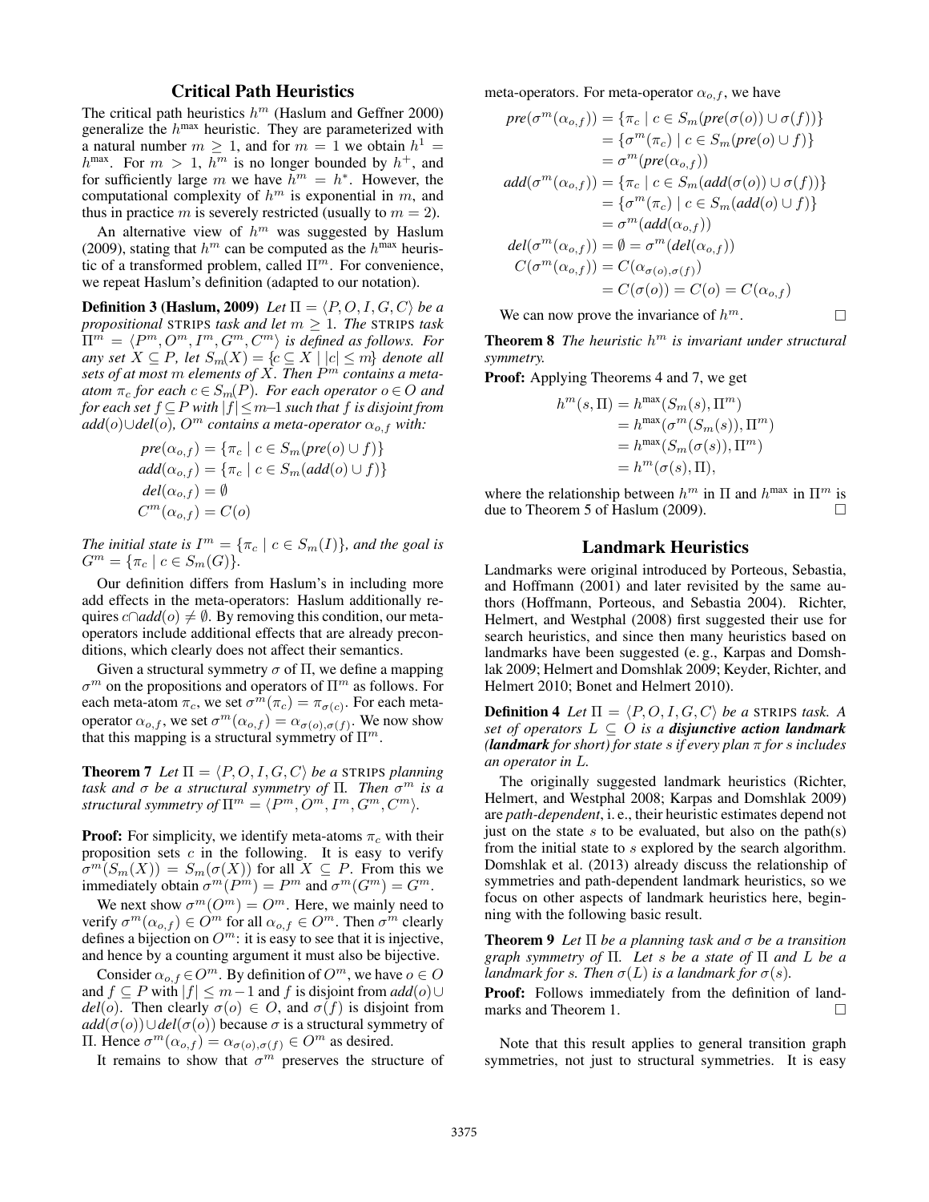## Critical Path Heuristics

The critical path heuristics $h^m$ (Haslum and Geffner 2000) generalize the $h^{\max}$ heuristic. They are parameterized with a natural number $m \geq 1$, and for $m = 1$ we obtain $h^1 = h^{\max}$. For $m > 1$, $h^m$ is no longer bounded by $h^+$, and for sufficiently large $m$ we have $h^m = h^*$. However, the computational complexity of $h^m$ is exponential in $m$, and thus in practice $m$ is severely restricted (usually to $m = 2$).

An alternative view of $h^m$ was suggested by Haslum (2009), stating that $h^m$ can be computed as the $h^{\max}$ heuristic of a transformed problem, called $\Pi^m$. For convenience, we repeat Haslum's definition (adapted to our notation).

**Definition 3 (Haslum, 2009)** *Let $\Pi = \langle P, O, I, G, C\rangle$ be a propositional* STRIPS *task and let $m \geq 1$. The* STRIPS *task $\Pi^m = \langle P^m, O^m, I^m, G^m, C^m\rangle$ is defined as follows. For any set $X \subseteq P$, let $S_m(X) = \{c \subseteq X \mid |c| \leq m\}$ denote all sets of at most $m$ elements of $X$. Then $P^m$ contains a meta-atom $\pi_c$ for each $c \in S_m(P)$. For each operator $o \in O$ and for each set $f \subseteq P$ with $|f| \leq m$–1 such that $f$ is disjoint from $add(o) \cup del(o)$, $O^m$ contains a meta-operator $\alpha_{o,f}$ with:*

$$
\begin{aligned}
pre(\alpha_{o,f}) &= \{\pi_c \mid c \in S_m(pre(o) \cup f)\} \\
add(\alpha_{o,f}) &= \{\pi_c \mid c \in S_m(add(o) \cup f)\} \\
del(\alpha_{o,f}) &= \emptyset \\
C^m(\alpha_{o,f}) &= C(o)
\end{aligned}
$$

*The initial state is $I^m = \{\pi_c \mid c \in S_m(I)\}$, and the goal is $G^m = \{\pi_c \mid c \in S_m(G)\}$.*

Our definition differs from Haslum's in including more add effects in the meta-operators: Haslum additionally requires $c \cap add(o) \neq \emptyset$. By removing this condition, our meta-operators include additional effects that are already preconditions, which clearly does not affect their semantics.

Given a structural symmetry $\sigma$ of $\Pi$, we define a mapping $\sigma^m$ on the propositions and operators of $\Pi^m$ as follows. For each meta-atom $\pi_c$, we set $\sigma^m(\pi_c) = \pi_{\sigma(c)}$. For each meta-operator $\alpha_{o,f}$, we set $\sigma^m(\alpha_{o,f}) = \alpha_{\sigma(o),\sigma(f)}$. We now show that this mapping is a structural symmetry of $\Pi^m$.

**Theorem 7** *Let $\Pi = \langle P, O, I, G, C\rangle$ be a* STRIPS *planning task and $\sigma$ be a structural symmetry of $\Pi$. Then $\sigma^m$ is a structural symmetry of $\Pi^m = \langle P^m, O^m, I^m, G^m, C^m\rangle$.*

**Proof:** For simplicity, we identify meta-atoms $\pi_c$ with their proposition sets $c$ in the following. It is easy to verify $\sigma^m(S_m(X)) = S_m(\sigma(X))$ for all $X \subseteq P$. From this we immediately obtain $\sigma^m(P^m) = P^m$ and $\sigma^m(G^m) = G^m$.

We next show $\sigma^m(O^m) = O^m$. Here, we mainly need to verify $\sigma^m(\alpha_{o,f}) \in O^m$ for all $\alpha_{o,f} \in O^m$. Then $\sigma^m$ clearly defines a bijection on $O^m$: it is easy to see that it is injective, and hence by a counting argument it must also be bijective.

Consider $\alpha_{o,f} \in O^m$. By definition of $O^m$, we have $o \in O$ and $f \subseteq P$ with $|f| \leq m-1$ and $f$ is disjoint from $add(o) \cup del(o)$. Then clearly $\sigma(o) \in O$, and $\sigma(f)$ is disjoint from $add(\sigma(o)) \cup del(\sigma(o))$ because $\sigma$ is a structural symmetry of $\Pi$. Hence $\sigma^m(\alpha_{o,f}) = \alpha_{\sigma(o),\sigma(f)} \in O^m$ as desired.

It remains to show that $\sigma^m$ preserves the structure of meta-operators. For meta-operator $\alpha_{o,f}$, we have

$$
\begin{aligned}
pre(\sigma^m(\alpha_{o,f})) &= \{\pi_c \mid c \in S_m(pre(\sigma(o)) \cup \sigma(f))\} \\
&= \{\sigma^m(\pi_c) \mid c \in S_m(pre(o) \cup f)\} \\
&= \sigma^m(pre(\alpha_{o,f})) \\
add(\sigma^m(\alpha_{o,f})) &= \{\pi_c \mid c \in S_m(add(\sigma(o)) \cup \sigma(f))\} \\
&= \{\sigma^m(\pi_c) \mid c \in S_m(add(o) \cup f)\} \\
&= \sigma^m(add(\alpha_{o,f})) \\
del(\sigma^m(\alpha_{o,f})) &= \emptyset = \sigma^m(del(\alpha_{o,f})) \\
C(\sigma^m(\alpha_{o,f})) &= C(\alpha_{\sigma(o),\sigma(f)}) \\
&= C(\sigma(o)) = C(o) = C(\alpha_{o,f})
\end{aligned}
$$

We can now prove the invariance of $h^m$. □

**Theorem 8** *The heuristic $h^m$ is invariant under structural symmetry.*

**Proof:** Applying Theorems 4 and 7, we get

$$
\begin{aligned}
h^m(s, \Pi) &= h^{\max}(S_m(s), \Pi^m) \\
&= h^{\max}(\sigma^m(S_m(s)), \Pi^m) \\
&= h^{\max}(S_m(\sigma(s)), \Pi^m) \\
&= h^m(\sigma(s), \Pi),
\end{aligned}
$$

where the relationship between $h^m$ in $\Pi$ and $h^{\max}$ in $\Pi^m$ is due to Theorem 5 of Haslum (2009). □

## Landmark Heuristics

Landmarks were original introduced by Porteous, Sebastia, and Hoffmann (2001) and later revisited by the same authors (Hoffmann, Porteous, and Sebastia 2004). Richter, Helmert, and Westphal (2008) first suggested their use for search heuristics, and since then many heuristics based on landmarks have been suggested (e. g., Karpas and Domshlak 2009; Helmert and Domshlak 2009; Keyder, Richter, and Helmert 2010; Bonet and Helmert 2010).

**Definition 4** *Let $\Pi = \langle P, O, I, G, C\rangle$ be a* STRIPS *task. A set of operators $L \subseteq O$ is a **disjunctive action landmark** (**landmark** for short) for state $s$ if every plan $\pi$ for $s$ includes an operator in $L$.*

The originally suggested landmark heuristics (Richter, Helmert, and Westphal 2008; Karpas and Domshlak 2009) are *path-dependent*, i. e., their heuristic estimates depend not just on the state $s$ to be evaluated, but also on the path(s) from the initial state to $s$ explored by the search algorithm. Domshlak et al. (2013) already discuss the relationship of symmetries and path-dependent landmark heuristics, so we focus on other aspects of landmark heuristics here, beginning with the following basic result.

**Theorem 9** *Let $\Pi$ be a planning task and $\sigma$ be a transition graph symmetry of $\Pi$. Let $s$ be a state of $\Pi$ and $L$ be a landmark for $s$. Then $\sigma(L)$ is a landmark for $\sigma(s)$.*

**Proof:** Follows immediately from the definition of landmarks and Theorem 1. □

Note that this result applies to general transition graph symmetries, not just to structural symmetries. It is easy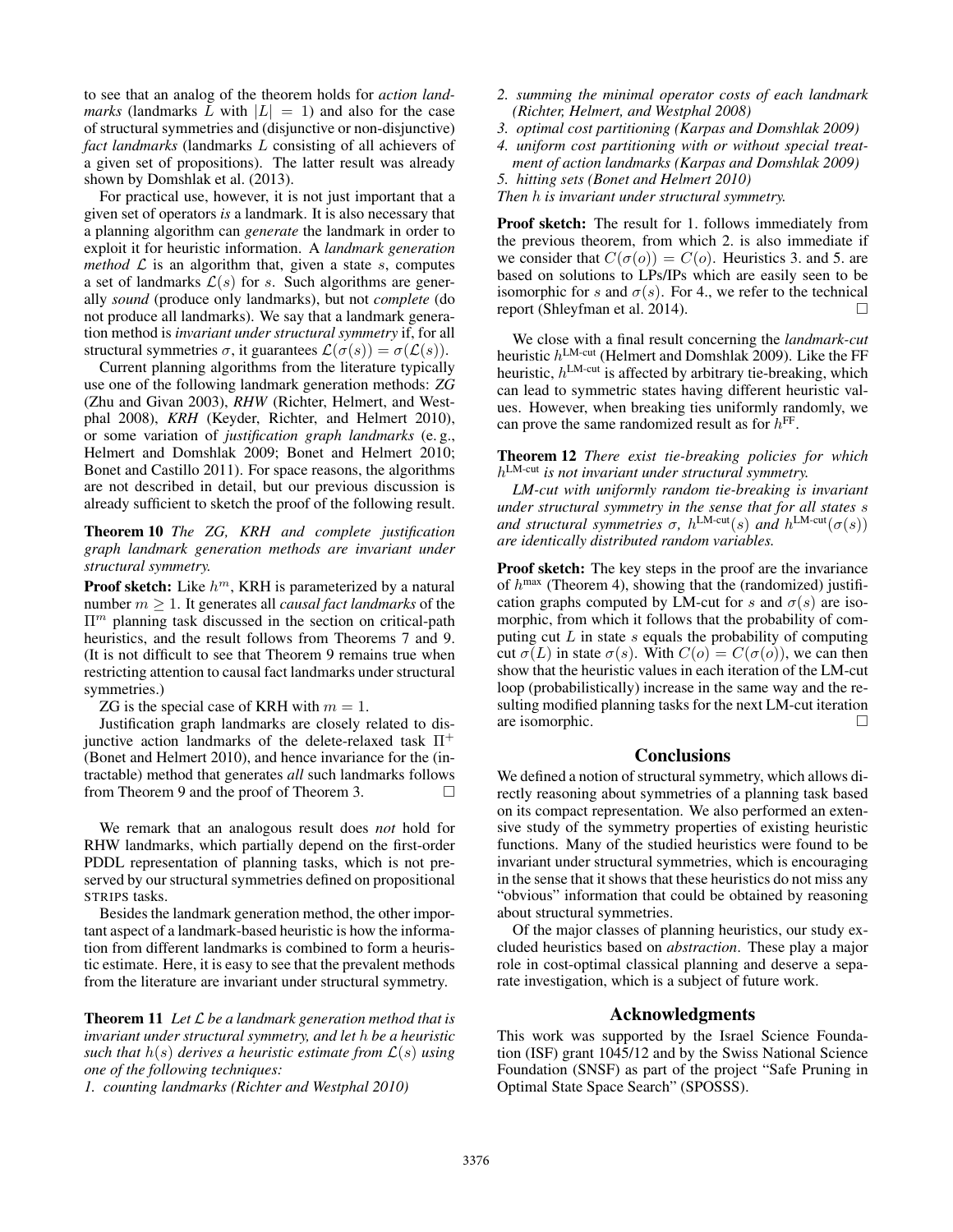to see that an analog of the theorem holds for *action landmarks* (landmarks $L$ with $|L| = 1$) and also for the case of structural symmetries and (disjunctive or non-disjunctive) *fact landmarks* (landmarks $L$ consisting of all achievers of a given set of propositions). The latter result was already shown by Domshlak et al. (2013).

For practical use, however, it is not just important that a given set of operators *is* a landmark. It is also necessary that a planning algorithm can *generate* the landmark in order to exploit it for heuristic information. A *landmark generation method* $\mathcal{L}$ is an algorithm that, given a state $s$, computes a set of landmarks $\mathcal{L}(s)$ for $s$. Such algorithms are generally *sound* (produce only landmarks), but not *complete* (do not produce all landmarks). We say that a landmark generation method is *invariant under structural symmetry* if, for all structural symmetries $\sigma$, it guarantees $\mathcal{L}(\sigma(s)) = \sigma(\mathcal{L}(s))$.

Current planning algorithms from the literature typically use one of the following landmark generation methods: *ZG* (Zhu and Givan 2003), *RHW* (Richter, Helmert, and Westphal 2008), *KRH* (Keyder, Richter, and Helmert 2010), or some variation of *justification graph landmarks* (e. g., Helmert and Domshlak 2009; Bonet and Helmert 2010; Bonet and Castillo 2011). For space reasons, the algorithms are not described in detail, but our previous discussion is already sufficient to sketch the proof of the following result.

**Theorem 10** *The ZG, KRH and complete justification graph landmark generation methods are invariant under structural symmetry.*

**Proof sketch:** Like $h^m$, KRH is parameterized by a natural number $m \geq 1$. It generates all *causal fact landmarks* of the $\Pi^m$ planning task discussed in the section on critical-path heuristics, and the result follows from Theorems 7 and 9. (It is not difficult to see that Theorem 9 remains true when restricting attention to causal fact landmarks under structural symmetries.)

ZG is the special case of KRH with $m = 1$.

Justification graph landmarks are closely related to disjunctive action landmarks of the delete-relaxed task $\Pi^+$ (Bonet and Helmert 2010), and hence invariance for the (intractable) method that generates *all* such landmarks follows from Theorem 9 and the proof of Theorem 3. □

We remark that an analogous result does *not* hold for RHW landmarks, which partially depend on the first-order PDDL representation of planning tasks, which is not preserved by our structural symmetries defined on propositional STRIPS tasks.

Besides the landmark generation method, the other important aspect of a landmark-based heuristic is how the information from different landmarks is combined to form a heuristic estimate. Here, it is easy to see that the prevalent methods from the literature are invariant under structural symmetry.

**Theorem 11** *Let $\mathcal{L}$ be a landmark generation method that is invariant under structural symmetry, and let $h$ be a heuristic such that $h(s)$ derives a heuristic estimate from $\mathcal{L}(s)$ using one of the following techniques:*
*1. counting landmarks (Richter and Westphal 2010)*
*2. summing the minimal operator costs of each landmark (Richter, Helmert, and Westphal 2008)*
*3. optimal cost partitioning (Karpas and Domshlak 2009)*
*4. uniform cost partitioning with or without special treatment of action landmarks (Karpas and Domshlak 2009)*
*5. hitting sets (Bonet and Helmert 2010)*
*Then $h$ is invariant under structural symmetry.*

**Proof sketch:** The result for 1. follows immediately from the previous theorem, from which 2. is also immediate if we consider that $C(\sigma(o)) = C(o)$. Heuristics 3. and 5. are based on solutions to LPs/IPs which are easily seen to be isomorphic for $s$ and $\sigma(s)$. For 4., we refer to the technical report (Shleyfman et al. 2014). □

We close with a final result concerning the *landmark-cut* heuristic $h^{\text{LM-cut}}$ (Helmert and Domshlak 2009). Like the FF heuristic, $h^{\text{LM-cut}}$ is affected by arbitrary tie-breaking, which can lead to symmetric states having different heuristic values. However, when breaking ties uniformly randomly, we can prove the same randomized result as for $h^{\text{FF}}$.

**Theorem 12** *There exist tie-breaking policies for which $h^{\text{LM-cut}}$ is not invariant under structural symmetry.*

*LM-cut with uniformly random tie-breaking is invariant under structural symmetry in the sense that for all states $s$ and structural symmetries $\sigma$, $h^{\text{LM-cut}}(s)$ and $h^{\text{LM-cut}}(\sigma(s))$ are identically distributed random variables.*

**Proof sketch:** The key steps in the proof are the invariance of $h^{\max}$ (Theorem 4), showing that the (randomized) justification graphs computed by LM-cut for $s$ and $\sigma(s)$ are isomorphic, from which it follows that the probability of computing cut $L$ in state $s$ equals the probability of computing cut $\sigma(L)$ in state $\sigma(s)$. With $C(o) = C(\sigma(o))$, we can then show that the heuristic values in each iteration of the LM-cut loop (probabilistically) increase in the same way and the resulting modified planning tasks for the next LM-cut iteration are isomorphic. □

## Conclusions

We defined a notion of structural symmetry, which allows directly reasoning about symmetries of a planning task based on its compact representation. We also performed an extensive study of the symmetry properties of existing heuristic functions. Many of the studied heuristics were found to be invariant under structural symmetries, which is encouraging in the sense that it shows that these heuristics do not miss any "obvious" information that could be obtained by reasoning about structural symmetries.

Of the major classes of planning heuristics, our study excluded heuristics based on *abstraction*. These play a major role in cost-optimal classical planning and deserve a separate investigation, which is a subject of future work.

## Acknowledgments

This work was supported by the Israel Science Foundation (ISF) grant 1045/12 and by the Swiss National Science Foundation (SNSF) as part of the project "Safe Pruning in Optimal State Space Search" (SPOSSS).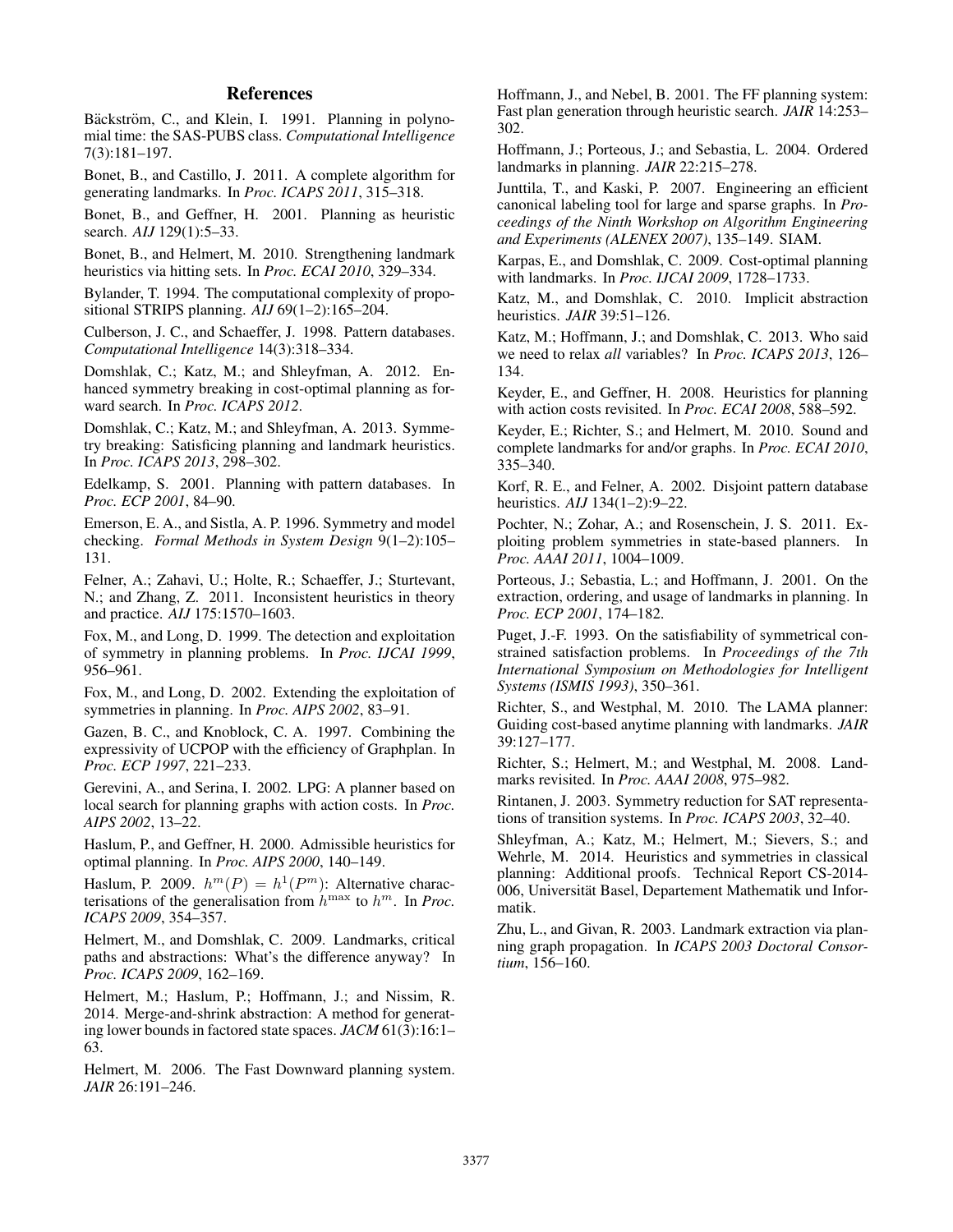## References

Bäckström, C., and Klein, I. 1991. Planning in polynomial time: the SAS-PUBS class. *Computational Intelligence* 7(3):181–197.

Bonet, B., and Castillo, J. 2011. A complete algorithm for generating landmarks. In *Proc. ICAPS 2011*, 315–318.

Bonet, B., and Geffner, H. 2001. Planning as heuristic search. *AIJ* 129(1):5–33.

Bonet, B., and Helmert, M. 2010. Strengthening landmark heuristics via hitting sets. In *Proc. ECAI 2010*, 329–334.

Bylander, T. 1994. The computational complexity of propositional STRIPS planning. *AIJ* 69(1–2):165–204.

Culberson, J. C., and Schaeffer, J. 1998. Pattern databases. *Computational Intelligence* 14(3):318–334.

Domshlak, C.; Katz, M.; and Shleyfman, A. 2012. Enhanced symmetry breaking in cost-optimal planning as forward search. In *Proc. ICAPS 2012*.

Domshlak, C.; Katz, M.; and Shleyfman, A. 2013. Symmetry breaking: Satisficing planning and landmark heuristics. In *Proc. ICAPS 2013*, 298–302.

Edelkamp, S. 2001. Planning with pattern databases. In *Proc. ECP 2001*, 84–90.

Emerson, E. A., and Sistla, A. P. 1996. Symmetry and model checking. *Formal Methods in System Design* 9(1–2):105–131.

Felner, A.; Zahavi, U.; Holte, R.; Schaeffer, J.; Sturtevant, N.; and Zhang, Z. 2011. Inconsistent heuristics in theory and practice. *AIJ* 175:1570–1603.

Fox, M., and Long, D. 1999. The detection and exploitation of symmetry in planning problems. In *Proc. IJCAI 1999*, 956–961.

Fox, M., and Long, D. 2002. Extending the exploitation of symmetries in planning. In *Proc. AIPS 2002*, 83–91.

Gazen, B. C., and Knoblock, C. A. 1997. Combining the expressivity of UCPOP with the efficiency of Graphplan. In *Proc. ECP 1997*, 221–233.

Gerevini, A., and Serina, I. 2002. LPG: A planner based on local search for planning graphs with action costs. In *Proc. AIPS 2002*, 13–22.

Haslum, P., and Geffner, H. 2000. Admissible heuristics for optimal planning. In *Proc. AIPS 2000*, 140–149.

Haslum, P. 2009. $h^m(P) = h^1(P^m)$: Alternative characterisations of the generalisation from $h^{\max}$ to $h^m$. In *Proc. ICAPS 2009*, 354–357.

Helmert, M., and Domshlak, C. 2009. Landmarks, critical paths and abstractions: What's the difference anyway? In *Proc. ICAPS 2009*, 162–169.

Helmert, M.; Haslum, P.; Hoffmann, J.; and Nissim, R. 2014. Merge-and-shrink abstraction: A method for generating lower bounds in factored state spaces. *JACM* 61(3):16:1–63.

Helmert, M. 2006. The Fast Downward planning system. *JAIR* 26:191–246.

Hoffmann, J., and Nebel, B. 2001. The FF planning system: Fast plan generation through heuristic search. *JAIR* 14:253–302.

Hoffmann, J.; Porteous, J.; and Sebastia, L. 2004. Ordered landmarks in planning. *JAIR* 22:215–278.

Junttila, T., and Kaski, P. 2007. Engineering an efficient canonical labeling tool for large and sparse graphs. In *Proceedings of the Ninth Workshop on Algorithm Engineering and Experiments (ALENEX 2007)*, 135–149. SIAM.

Karpas, E., and Domshlak, C. 2009. Cost-optimal planning with landmarks. In *Proc. IJCAI 2009*, 1728–1733.

Katz, M., and Domshlak, C. 2010. Implicit abstraction heuristics. *JAIR* 39:51–126.

Katz, M.; Hoffmann, J.; and Domshlak, C. 2013. Who said we need to relax *all* variables? In *Proc. ICAPS 2013*, 126–134.

Keyder, E., and Geffner, H. 2008. Heuristics for planning with action costs revisited. In *Proc. ECAI 2008*, 588–592.

Keyder, E.; Richter, S.; and Helmert, M. 2010. Sound and complete landmarks for and/or graphs. In *Proc. ECAI 2010*, 335–340.

Korf, R. E., and Felner, A. 2002. Disjoint pattern database heuristics. *AIJ* 134(1–2):9–22.

Pochter, N.; Zohar, A.; and Rosenschein, J. S. 2011. Exploiting problem symmetries in state-based planners. In *Proc. AAAI 2011*, 1004–1009.

Porteous, J.; Sebastia, L.; and Hoffmann, J. 2001. On the extraction, ordering, and usage of landmarks in planning. In *Proc. ECP 2001*, 174–182.

Puget, J.-F. 1993. On the satisfiability of symmetrical constrained satisfaction problems. In *Proceedings of the 7th International Symposium on Methodologies for Intelligent Systems (ISMIS 1993)*, 350–361.

Richter, S., and Westphal, M. 2010. The LAMA planner: Guiding cost-based anytime planning with landmarks. *JAIR* 39:127–177.

Richter, S.; Helmert, M.; and Westphal, M. 2008. Landmarks revisited. In *Proc. AAAI 2008*, 975–982.

Rintanen, J. 2003. Symmetry reduction for SAT representations of transition systems. In *Proc. ICAPS 2003*, 32–40.

Shleyfman, A.; Katz, M.; Helmert, M.; Sievers, S.; and Wehrle, M. 2014. Heuristics and symmetries in classical planning: Additional proofs. Technical Report CS-2014-006, Universität Basel, Departement Mathematik und Informatik.

Zhu, L., and Givan, R. 2003. Landmark extraction via planning graph propagation. In *ICAPS 2003 Doctoral Consortium*, 156–160.